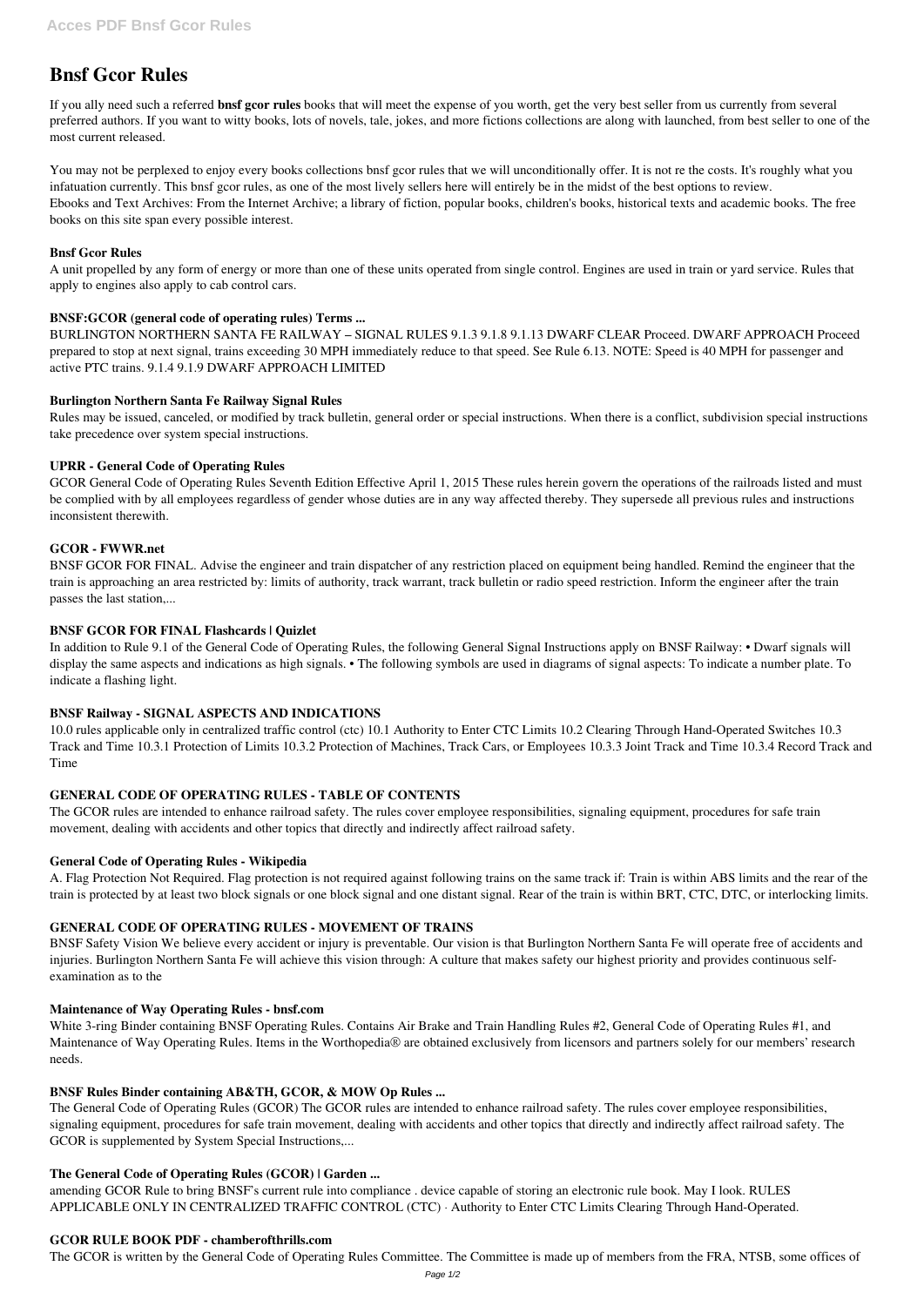# Bnsf Gcor Rules

If you ally need such a referred **bnsf gcor rules** books that will meet the expense of you worth, get the very best seller from us currently from several preferred authors. If you want to witty books, lots of novels, tale, jokes, and more fictions collections are along with launched, from best seller to one of the most current released.

You may not be perplexed to enjoy every books collections bnsf gcor rules that we will unconditionally offer. It is not re the costs. It's roughly what you infatuation currently. This bnsf gcor rules, as one of the most lively sellers here will entirely be in the midst of the best options to review.
Ebooks and Text Archives: From the Internet Archive; a library of fiction, popular books, children's books, historical texts and academic books. The free books on this site span every possible interest.

### Bnsf Gcor Rules

A unit propelled by any form of energy or more than one of these units operated from single control. Engines are used in train or yard service. Rules that apply to engines also apply to cab control cars.

### BNSF:GCOR (general code of operating rules) Terms ...

BURLINGTON NORTHERN SANTA FE RAILWAY – SIGNAL RULES 9.1.3 9.1.8 9.1.13 DWARF CLEAR Proceed. DWARF APPROACH Proceed prepared to stop at next signal, trains exceeding 30 MPH immediately reduce to that speed. See Rule 6.13. NOTE: Speed is 40 MPH for passenger and active PTC trains. 9.1.4 9.1.9 DWARF APPROACH LIMITED

### Burlington Northern Santa Fe Railway Signal Rules

Rules may be issued, canceled, or modified by track bulletin, general order or special instructions. When there is a conflict, subdivision special instructions take precedence over system special instructions.

### UPRR - General Code of Operating Rules

GCOR General Code of Operating Rules Seventh Edition Effective April 1, 2015 These rules herein govern the operations of the railroads listed and must be complied with by all employees regardless of gender whose duties are in any way affected thereby. They supersede all previous rules and instructions inconsistent therewith.

### GCOR - FWWR.net

BNSF GCOR FOR FINAL. Advise the engineer and train dispatcher of any restriction placed on equipment being handled. Remind the engineer that the train is approaching an area restricted by: limits of authority, track warrant, track bulletin or radio speed restriction. Inform the engineer after the train passes the last station,...

### BNSF GCOR FOR FINAL Flashcards | Quizlet

In addition to Rule 9.1 of the General Code of Operating Rules, the following General Signal Instructions apply on BNSF Railway: • Dwarf signals will display the same aspects and indications as high signals. • The following symbols are used in diagrams of signal aspects: To indicate a number plate. To indicate a flashing light.

### BNSF Railway - SIGNAL ASPECTS AND INDICATIONS

10.0 rules applicable only in centralized traffic control (ctc) 10.1 Authority to Enter CTC Limits 10.2 Clearing Through Hand-Operated Switches 10.3 Track and Time 10.3.1 Protection of Limits 10.3.2 Protection of Machines, Track Cars, or Employees 10.3.3 Joint Track and Time 10.3.4 Record Track and Time

### GENERAL CODE OF OPERATING RULES - TABLE OF CONTENTS

The GCOR rules are intended to enhance railroad safety. The rules cover employee responsibilities, signaling equipment, procedures for safe train movement, dealing with accidents and other topics that directly and indirectly affect railroad safety.

### General Code of Operating Rules - Wikipedia

A. Flag Protection Not Required. Flag protection is not required against following trains on the same track if: Train is within ABS limits and the rear of the train is protected by at least two block signals or one block signal and one distant signal. Rear of the train is within BRT, CTC, DTC, or interlocking limits.

### GENERAL CODE OF OPERATING RULES - MOVEMENT OF TRAINS

BNSF Safety Vision We believe every accident or injury is preventable. Our vision is that Burlington Northern Santa Fe will operate free of accidents and injuries. Burlington Northern Santa Fe will achieve this vision through: A culture that makes safety our highest priority and provides continuous self-examination as to the

### Maintenance of Way Operating Rules - bnsf.com

White 3-ring Binder containing BNSF Operating Rules. Contains Air Brake and Train Handling Rules #2, General Code of Operating Rules #1, and Maintenance of Way Operating Rules. Items in the Worthopedia® are obtained exclusively from licensors and partners solely for our members' research needs.

### BNSF Rules Binder containing AB&TH, GCOR, & MOW Op Rules ...

The General Code of Operating Rules (GCOR) The GCOR rules are intended to enhance railroad safety. The rules cover employee responsibilities, signaling equipment, procedures for safe train movement, dealing with accidents and other topics that directly and indirectly affect railroad safety. The GCOR is supplemented by System Special Instructions,...

### The General Code of Operating Rules (GCOR) | Garden ...

amending GCOR Rule to bring BNSF's current rule into compliance . device capable of storing an electronic rule book. May I look. RULES APPLICABLE ONLY IN CENTRALIZED TRAFFIC CONTROL (CTC) · Authority to Enter CTC Limits Clearing Through Hand-Operated.

### GCOR RULE BOOK PDF - chamberofthrills.com

The GCOR is written by the General Code of Operating Rules Committee. The Committee is made up of members from the FRA, NTSB, some offices of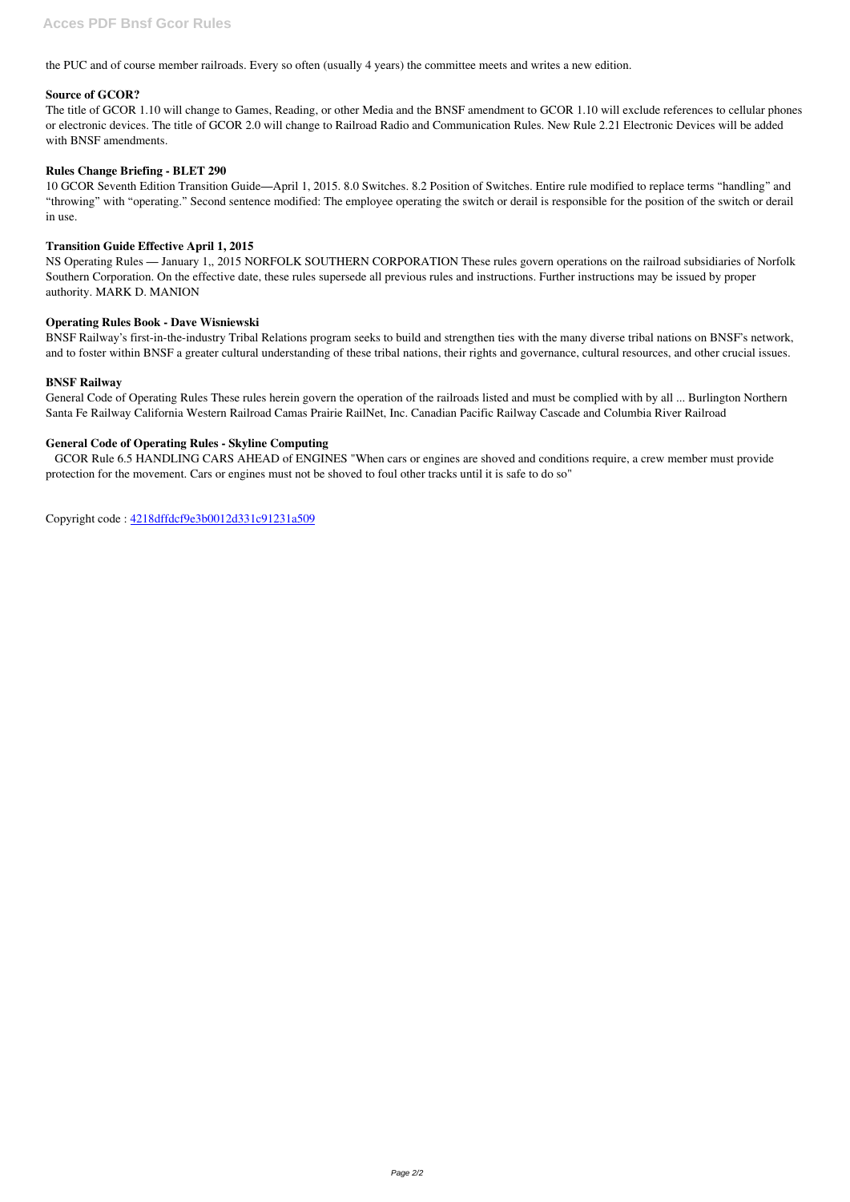the PUC and of course member railroads. Every so often (usually 4 years) the committee meets and writes a new edition.

**Source of GCOR?**

The title of GCOR 1.10 will change to Games, Reading, or other Media and the BNSF amendment to GCOR 1.10 will exclude references to cellular phones or electronic devices. The title of GCOR 2.0 will change to Railroad Radio and Communication Rules. New Rule 2.21 Electronic Devices will be added with BNSF amendments.

**Rules Change Briefing - BLET 290**

10 GCOR Seventh Edition Transition Guide—April 1, 2015. 8.0 Switches. 8.2 Position of Switches. Entire rule modified to replace terms "handling" and "throwing" with "operating." Second sentence modified: The employee operating the switch or derail is responsible for the position of the switch or derail in use.

**Transition Guide Effective April 1, 2015**

NS Operating Rules — January 1,, 2015 NORFOLK SOUTHERN CORPORATION These rules govern operations on the railroad subsidiaries of Norfolk Southern Corporation. On the effective date, these rules supersede all previous rules and instructions. Further instructions may be issued by proper authority. MARK D. MANION

**Operating Rules Book - Dave Wisniewski**

BNSF Railway's first-in-the-industry Tribal Relations program seeks to build and strengthen ties with the many diverse tribal nations on BNSF's network, and to foster within BNSF a greater cultural understanding of these tribal nations, their rights and governance, cultural resources, and other crucial issues.

**BNSF Railway**

General Code of Operating Rules These rules herein govern the operation of the railroads listed and must be complied with by all ... Burlington Northern Santa Fe Railway California Western Railroad Camas Prairie RailNet, Inc. Canadian Pacific Railway Cascade and Columbia River Railroad

**General Code of Operating Rules - Skyline Computing**

GCOR Rule 6.5 HANDLING CARS AHEAD of ENGINES "When cars or engines are shoved and conditions require, a crew member must provide protection for the movement. Cars or engines must not be shoved to foul other tracks until it is safe to do so"

Copyright code : 4218dffdcf9e3b0012d331c91231a509